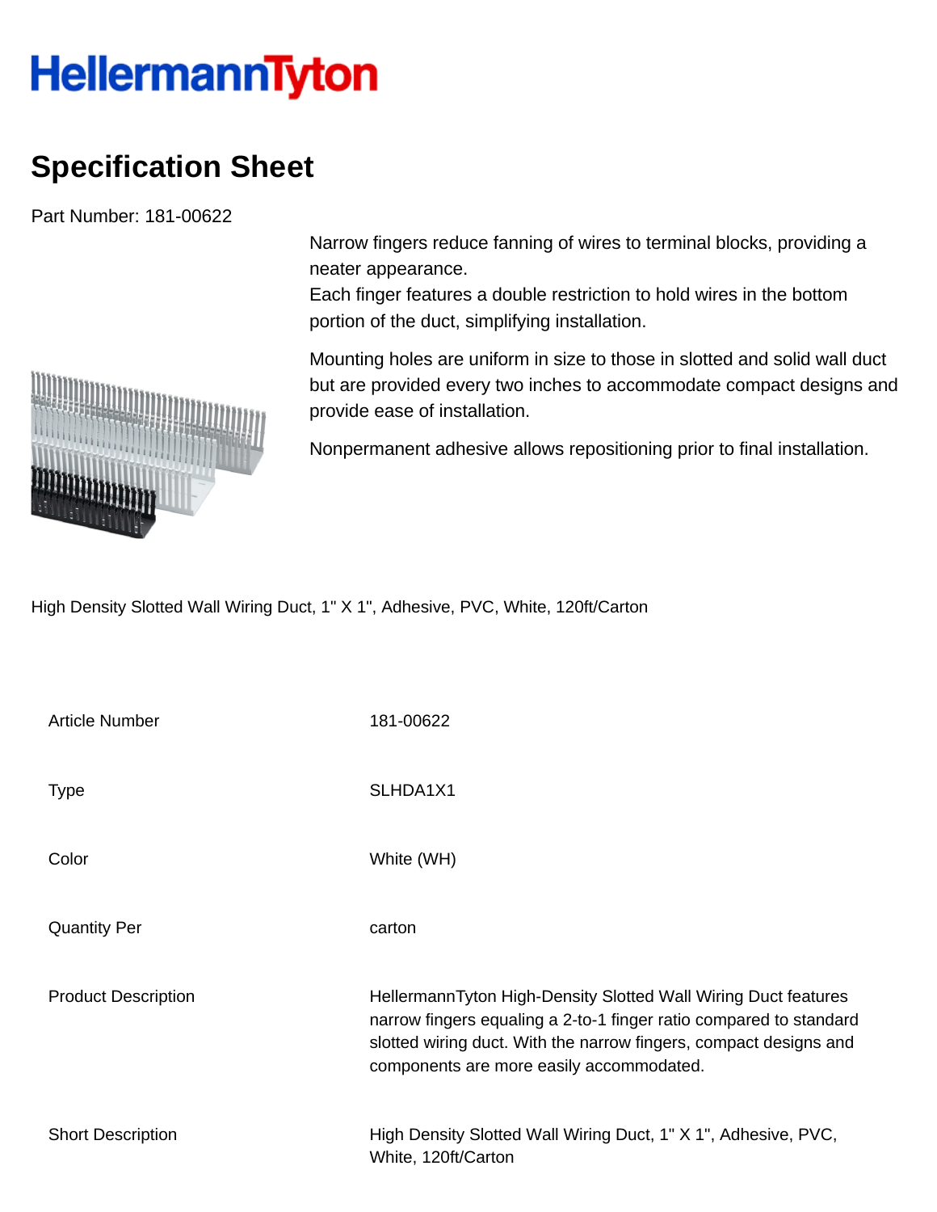# HellermannTyton

## Specification Sheet

Part Number: 181-00622

Narrow fingers reduce fanning of wires to terminal blocks, providing a neater appearance.
Each finger features a double restriction to hold wires in the bottom portion of the duct, simplifying installation.

Mounting holes are uniform in size to those in slotted and solid wall duct but are provided every two inches to accommodate compact designs and provide ease of installation.

Nonpermanent adhesive allows repositioning prior to final installation.

High Density Slotted Wall Wiring Duct, 1" X 1", Adhesive, PVC, White, 120ft/Carton

| | |
|---|---|
| Article Number | 181-00622 |
| Type | SLHDA1X1 |
| Color | White (WH) |
| Quantity Per | carton |
| Product Description | HellermannTyton High-Density Slotted Wall Wiring Duct features narrow fingers equaling a 2-to-1 finger ratio compared to standard slotted wiring duct. With the narrow fingers, compact designs and components are more easily accommodated. |
| Short Description | High Density Slotted Wall Wiring Duct, 1" X 1", Adhesive, PVC, White, 120ft/Carton |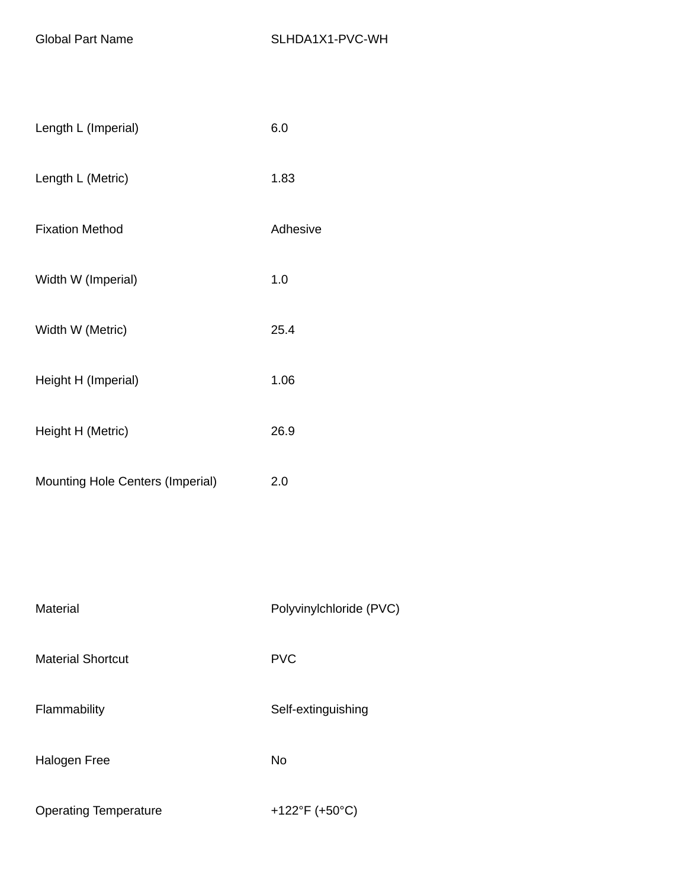| Global Part Name | SLHDA1X1-PVC-WH |
| --- | --- |
| Length L (Imperial) | 6.0 |
| Length L (Metric) | 1.83 |
| Fixation Method | Adhesive |
| Width W (Imperial) | 1.0 |
| Width W (Metric) | 25.4 |
| Height H (Imperial) | 1.06 |
| Height H (Metric) | 26.9 |
| Mounting Hole Centers (Imperial) | 2.0 |
| Material | Polyvinylchloride (PVC) |
| Material Shortcut | PVC |
| Flammability | Self-extinguishing |
| Halogen Free | No |
| Operating Temperature | +122°F (+50°C) |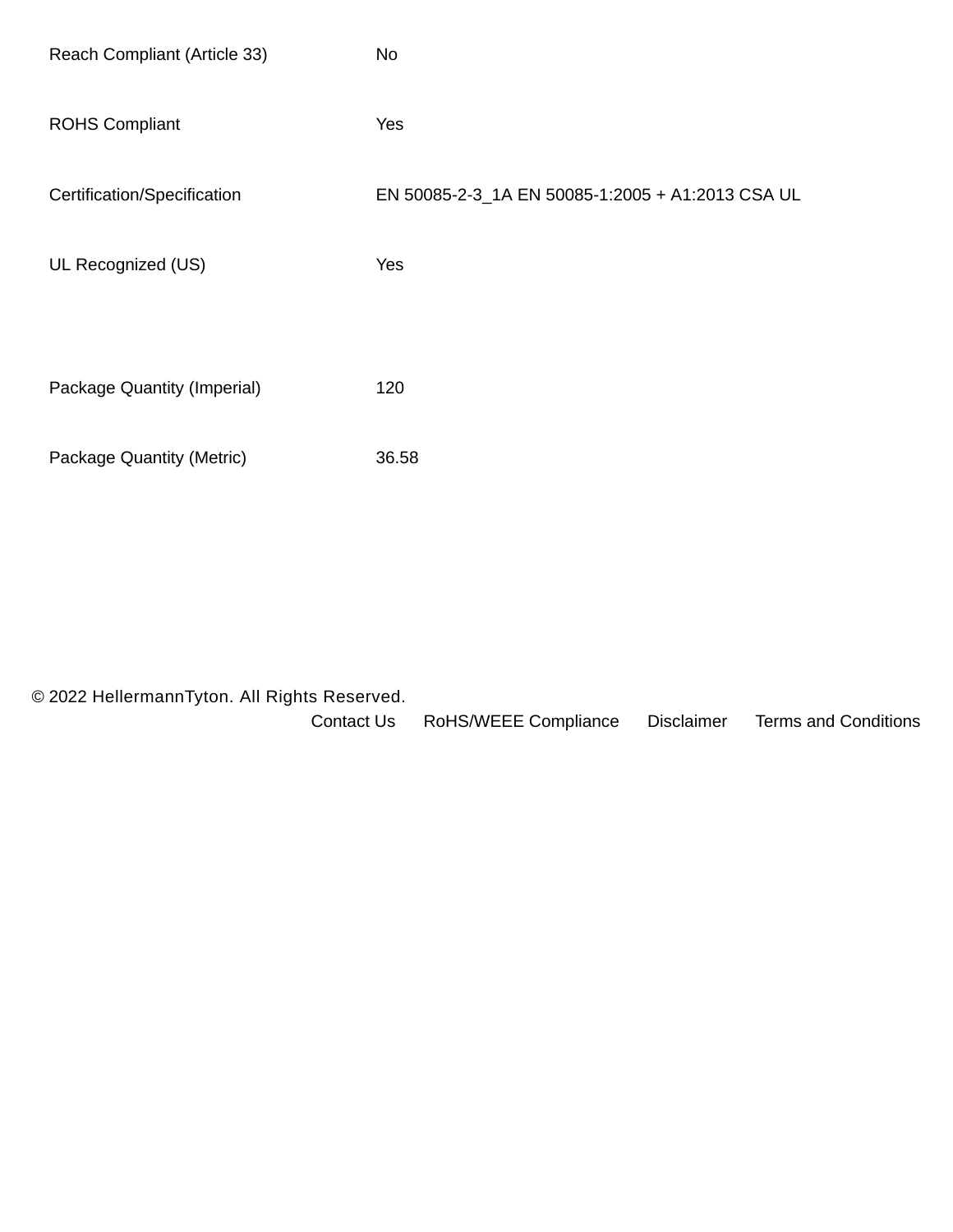| | |
|---|---|
| Reach Compliant (Article 33) | No |
| ROHS Compliant | Yes |
| Certification/Specification | EN 50085-2-3_1A EN 50085-1:2005 + A1:2013 CSA UL |
| UL Recognized (US) | Yes |

| | |
|---|---|
| Package Quantity (Imperial) | 120 |
| Package Quantity (Metric) | 36.58 |

© 2022 HellermannTyton. All Rights Reserved.

Contact Us RoHS/WEEE Compliance Disclaimer Terms and Conditions